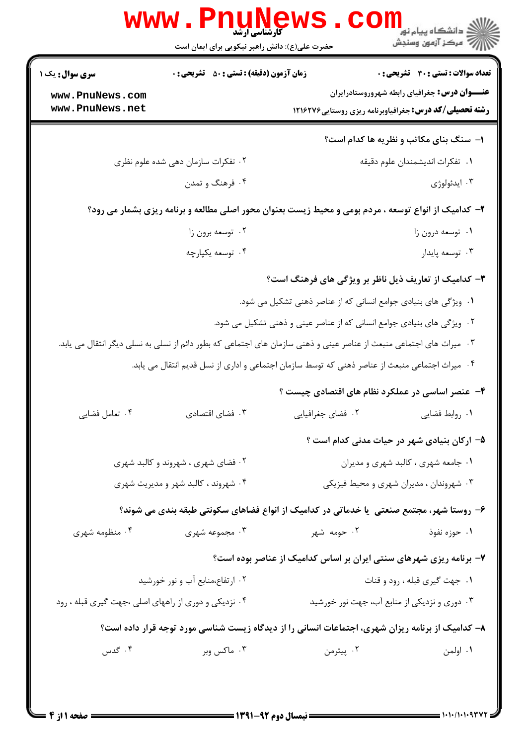**سری سوال:** یک ۱

**زمان آزمون (دقیقه) : تستی : ۵۰ تشریحی : ۰**

**تعداد سوالات : تستی : ۳۰ تشریحی : ۰**

**عنـــوان درس:** جغرافیای رابطه شهروروستادرایران

**رشته تحصیلی/کد درس:** جغرافیاوبرنامه ریزی روستایی۱۲۱۶۲۷۶

**۱- سنگ بنای مکاتب و نظریه ها کدام است؟**

۱. تفکرات اندیشمندان علوم دقیقه
۲. تفکرات سازمان دهی شده علوم نظری
۳. ایدئولوژی
۴. فرهنگ و تمدن

**۲- کدامیک از انواع توسعه ، مردم بومی و محیط زیست بعنوان محور اصلی مطالعه و برنامه ریزی بشمار می رود؟**

۱. توسعه درون زا
۲. توسعه برون زا
۳. توسعه پایدار
۴. توسعه یکپارچه

**۳- کدامیک از تعاریف ذیل ناظر بر ویژگی های فرهنگ است؟**

۱. ویژگی های بنیادی جوامع انسانی که از عناصر ذهنی تشکیل می شود.
۲. ویژگی های بنیادی جوامع انسانی که از عناصر عینی و ذهنی تشکیل می شود.
۳. میراث های اجتماعی منبعث از عناصر عینی و ذهنی سازمان های اجتماعی که بطور دائم از نسلی به نسلی دیگر انتقال می یابد.
۴. میراث اجتماعی منبعث از عناصر ذهنی که توسط سازمان اجتماعی و اداری از نسل قدیم انتقال می یابد.

**۴- عنصر اساسی در عملکرد نظام های اقتصادی چیست ؟**

۱. روابط فضایی
۲. فضای جغرافیایی
۳. فضای اقتصادی
۴. تعامل فضایی

**۵- ارکان بنیادی شهر در حیات مدنی کدام است ؟**

۱. جامعه شهری ، کالبد شهری و مدیران
۲. فضای شهری ، شهروند و کالبد شهری
۳. شهروندان ، مدیران شهری و محیط فیزیکی
۴. شهروند ، کالبد شهر و مدیریت شهری

**۶- روستا شهر، مجتمع صنعتی یا خدماتی در کدامیک از انواع فضاهای سکونتی طبقه بندی می شوند؟**

۱. حوزه نفوذ
۲. حومه شهر
۳. مجموعه شهری
۴. منظومه شهری

**۷- برنامه ریزی شهرهای سنتی ایران بر اساس کدامیک از عناصر بوده است؟**

۱. جهت گیری قبله ، رود و قنات
۲. ارتفاع،منابع آب و نور خورشید
۳. دوری و نزدیکی از منابع آب، جهت نور خورشید
۴. نزدیکی و دوری از راههای اصلی ،جهت گیری قبله ، رود

**۸- کدامیک از برنامه ریزان شهری، اجتماعات انسانی را از دیدگاه زیست شناسی مورد توجه قرار داده است؟**

۱. اولمن
۲. پیترمن
۳. ماکس وبر
۴. گدس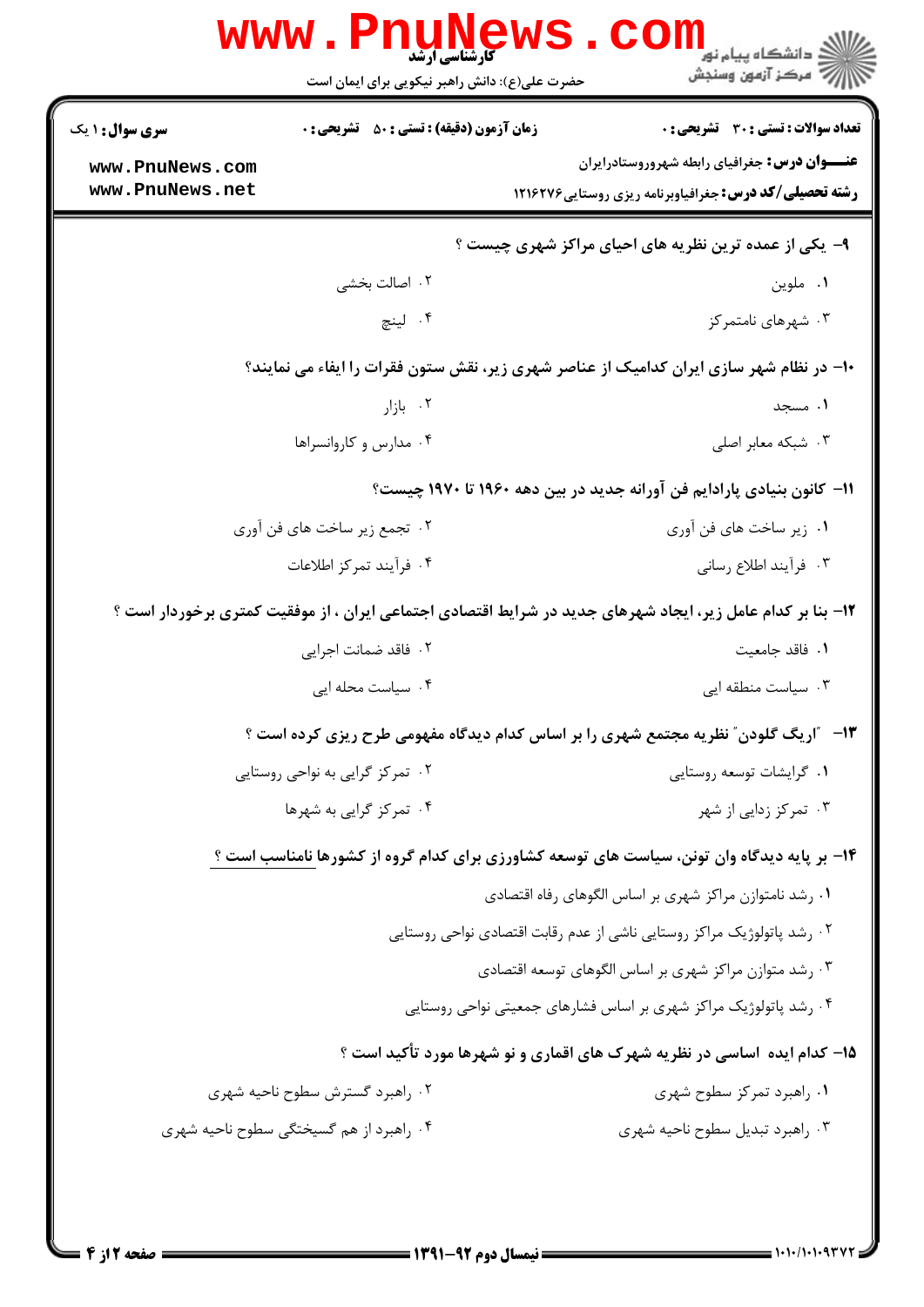۹- یکی از عمده ترین نظریه های احیای مراکز شهری چیست ؟

۱. ملوین
۲. اصالت بخشی
۳. شهرهای نامتمرکز
۴. لینچ

۱۰- در نظام شهر سازی ایران کدامیک از عناصر شهری زیر، نقش ستون فقرات را ایفاء می نمایند؟

۱. مسجد
۲. بازار
۳. شبکه معابر اصلی
۴. مدارس و کاروانسراها

۱۱- کانون بنیادی پارادایم فن آورانه جدید در بین دهه ۱۹۶۰ تا ۱۹۷۰ چیست؟

۱. زیر ساخت های فن آوری
۲. تجمع زیر ساخت های فن آوری
۳. فرآیند اطلاع رسانی
۴. فرآیند تمرکز اطلاعات

۱۲- بنا بر کدام عامل زیر، ایجاد شهرهای جدید در شرایط اقتصادی اجتماعی ایران ، از موفقیت کمتری برخوردار است ؟

۱. فاقد جامعیت
۲. فاقد ضمانت اجرایی
۳. سیاست منطقه ایی
۴. سیاست محله ایی

۱۳- "اریگ گلودن" نظریه مجتمع شهری را بر اساس کدام دیدگاه مفهومی طرح ریزی کرده است ؟

۱. گرایشات توسعه روستایی
۲. تمرکز گرایی به نواحی روستایی
۳. تمرکز زدایی از شهر
۴. تمرکز گرایی به شهرها

۱۴- بر پایه دیدگاه وان تونن، سیاست های توسعه کشاورزی برای کدام گروه از کشورها نامناسب است ؟

۱. رشد نامتوازن مراکز شهری بر اساس الگوهای رفاه اقتصادی
۲. رشد پاتولوژیک مراکز روستایی ناشی از عدم رقابت اقتصادی نواحی روستایی
۳. رشد متوازن مراکز شهری بر اساس الگوهای توسعه اقتصادی
۴. رشد پاتولوژیک مراکز شهری بر اساس فشارهای جمعیتی نواحی روستایی

۱۵- کدام ایده اساسی در نظریه شهرک های اقماری و نو شهرها مورد تأکید است ؟

۱. راهبرد تمرکز سطوح شهری
۲. راهبرد گسترش سطوح ناحیه شهری
۳. راهبرد تبدیل سطوح ناحیه شهری
۴. راهبرد از هم گسیختگی سطوح ناحیه شهری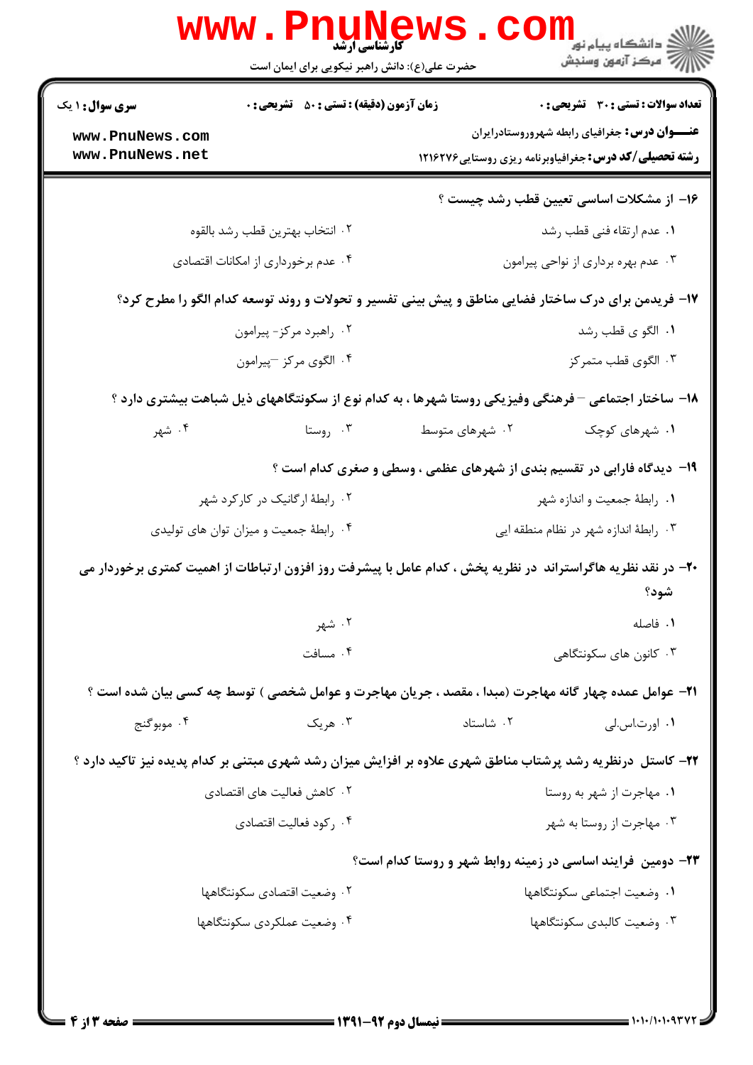**سری سوال:** ۱ یک
**زمان آزمون (دقیقه) : تستی :** ۵۰ **تشریحی :** ۰
**تعداد سوالات : تستی :** ۳۰ **تشریحی :** ۰

**عنـــوان درس:** جغرافیای رابطه شهروروستادرایران
**رشته تحصیلی/کد درس:** جغرافیاوبرنامه ریزی روستایی۱۲۱۶۲۷۶

**۱۶- از مشکلات اساسی تعیین قطب رشد چیست ؟**

۱. عدم ارتقاء فنی قطب رشد
۲. انتخاب بهترین قطب رشد بالقوه
۳. عدم بهره برداری از نواحی پیرامون
۴. عدم برخورداری از امکانات اقتصادی

**۱۷- فریدمن برای درک ساختار فضایی مناطق و پیش بینی تفسیر و تحولات و روند توسعه کدام الگو را مطرح کرد؟**

۱. الگو ی قطب رشد
۲. راهبرد مرکز- پیرامون
۳. الگوی قطب متمرکز
۴. الگوی مرکز –پیرامون

**۱۸- ساختار اجتماعی – فرهنگی وفیزیکی روستا شهرها ، به کدام نوع از سکونتگاههای ذیل شباهت بیشتری دارد ؟**

۱. شهرهای کوچک
۲. شهرهای متوسط
۳. روستا
۴. شهر

**۱۹- دیدگاه فارابی در تقسیم بندی از شهرهای عظمی ، وسطی و صغری کدام است ؟**

۱. رابطهٔ جمعیت و اندازه شهر
۲. رابطهٔ ارگانیک در کارکرد شهر
۳. رابطهٔ اندازه شهر در نظام منطقه ایی
۴. رابطهٔ جمعیت و میزان توان های تولیدی

**۲۰- در نقد نظریه هاگراستراند در نظریه پخش ، کدام عامل با پیشرفت روز افزون ارتباطات از اهمیت کمتری برخوردار می شود؟**

۱. فاصله
۲. شهر
۳. کانون های سکونتگاهی
۴. مسافت

**۲۱- عوامل عمده چهار گانه مهاجرت (مبدا ، مقصد ، جریان مهاجرت و عوامل شخصی ) توسط چه کسی بیان شده است ؟**

۱. اورت.اس.لی
۲. شاستاد
۳. هریک
۴. موبوگنج

**۲۲- کاستل درنظریه رشد پرشتاب مناطق شهری علاوه بر افزایش میزان رشد شهری مبتنی بر کدام پدیده نیز تاکید دارد ؟**

۱. مهاجرت از شهر به روستا
۲. کاهش فعالیت های اقتصادی
۳. مهاجرت از روستا به شهر
۴. رکود فعالیت اقتصادی

**۲۳- دومین فرایند اساسی در زمینه روابط شهر و روستا کدام است؟**

۱. وضعیت اجتماعی سکونتگاهها
۲. وضعیت اقتصادی سکونتگاهها
۳. وضعیت کالبدی سکونتگاهها
۴. وضعیت عملکردی سکونتگاهها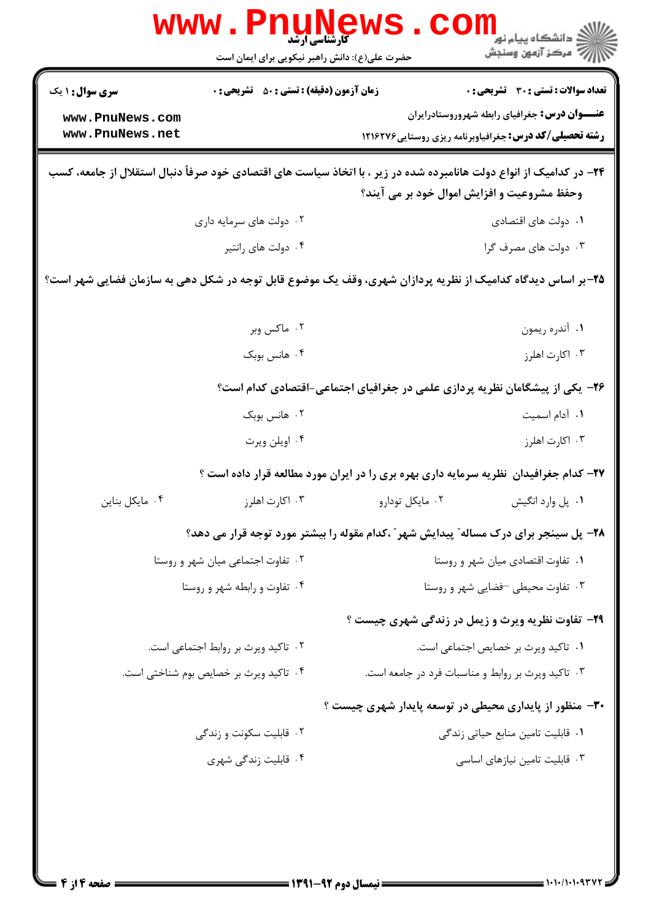**سری سوال:** ۱ یک

**زمان آزمون (دقیقه) : تستی :** ۵۰ **تشریحی :** ۰

**تعداد سوالات : تستی :** ۳۰ **تشریحی :** ۰

**عنـــوان درس:** جغرافیای رابطه شهروروستادرایران

**رشته تحصیلی/کد درس:** جغرافیاوبرنامه ریزی روستایی۱۲۱۶۲۷۶

۲۴- در کدامیک از انواع دولت هانامبرده شده در زیر ، با اتخاذ سیاست های اقتصادی خود صرفاً دنبال استقلال از جامعه، کسب وحفظ مشروعیت و افزایش اموال خود بر می آیند؟

۱. دولت های اقتصادی
۲. دولت های سرمایه داری
۳. دولت های مصرف گرا
۴. دولت های رانتیر

۲۵-بر اساس دیدگاه کدامیک از نظریه پردازان شهری، وقف یک موضوع قابل توجه در شکل دهی به سازمان فضایی شهر است؟

۱. آندره ریمون
۲. ماکس وبر
۳. اکارت اهلرز
۴. هانس بوبک

۲۶- یکی از پیشگامان نظریه پردازی علمی در جغرافیای اجتماعی-اقتصادی کدام است؟

۱. آدام اسمیت
۲. هانس بوبک
۳. اکارت اهلرز
۴. اویلن ویرت

۲۷- کدام جغرافیدان نظریه سرمایه داری بهره بری را در ایران مورد مطالعه قرار داده است ؟

۱. پل وارد انگلیش
۲. مایکل تودارو
۳. اکارت اهلرز
۴. مایکل بناین

۲۸- پل سینجر برای درک مساله" پیدایش شهر" ،کدام مقوله را بیشتر مورد توجه قرار می دهد؟

۱. تفاوت اقتصادی میان شهر و روستا
۲. تفاوت اجتماعی میان شهر و روستا
۳. تفاوت محیطی –فضایی شهر و روستا
۴. تفاوت و رابطه شهر و روستا

۲۹- تفاوت نظریه ویرث و زیمل در زندگی شهری چیست ؟

۱. تاکید ویرث بر خصایص اجتماعی است.
۲. تاکید ویرث بر روابط اجتماعی است.
۳. تاکید ویرث بر روابط و مناسبات فرد در جامعه است.
۴. تاکید ویرث بر خصایص بوم شناختی است.

۳۰- منظور از پایداری محیطی در توسعه پایدار شهری چیست ؟

۱. قابلیت تامین منابع حیاتی زندگی
۲. قابلیت سکونت و زندگی
۳. قابلیت تامین نیازهای اساسی
۴. قابلیت زندگی شهری